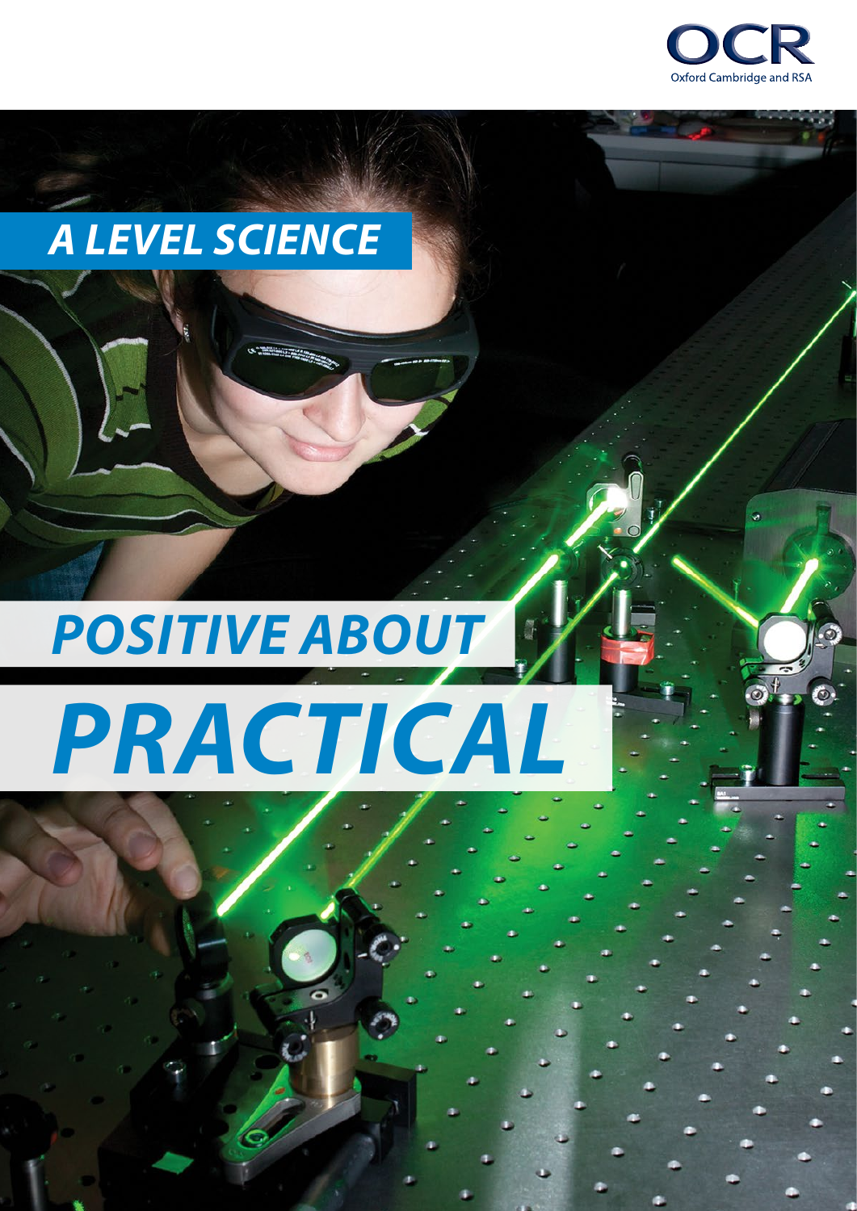OCR
Oxford Cambridge and RSA

## A LEVEL SCIENCE

# POSITIVE ABOUT PRACTICAL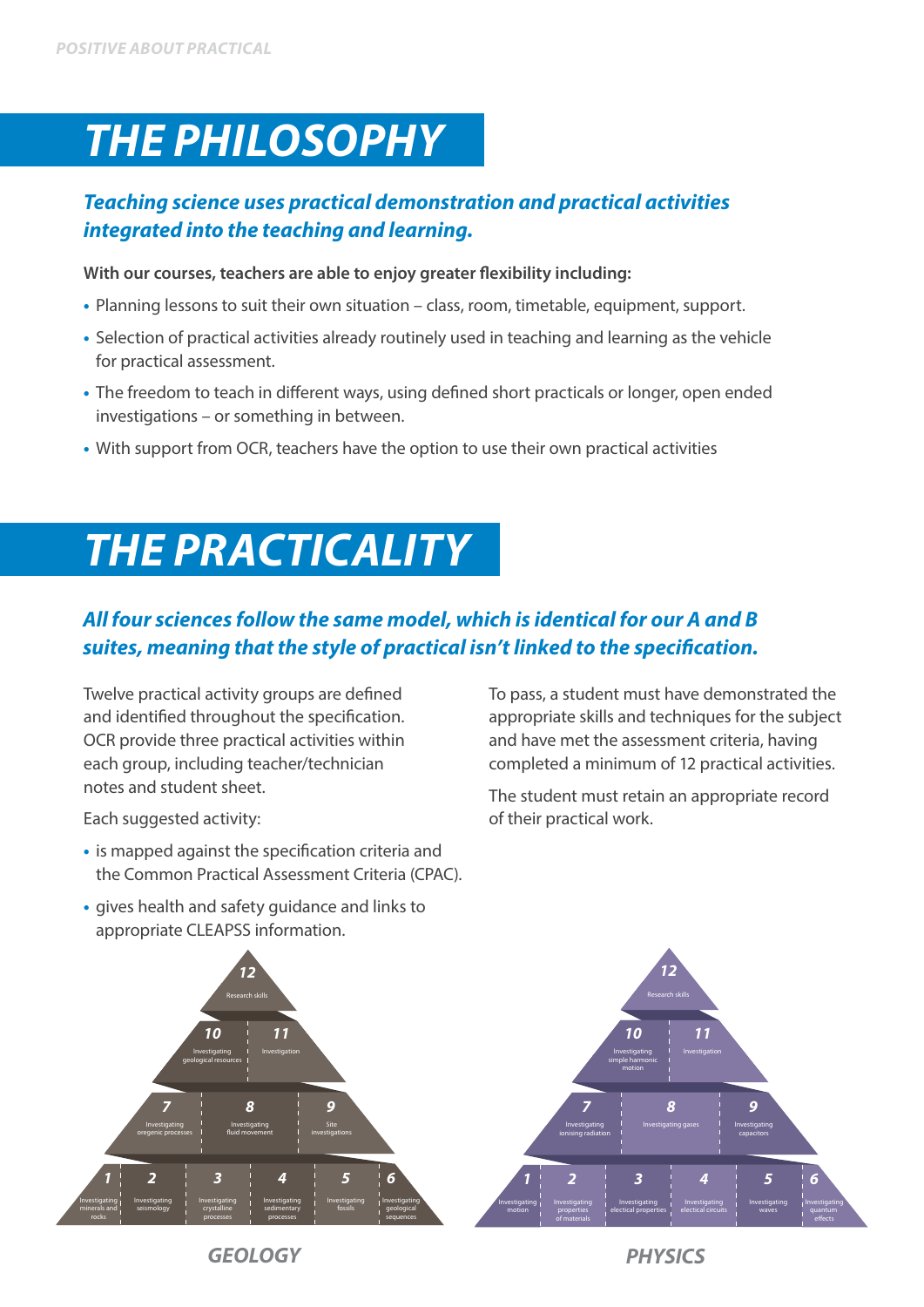# THE PHILOSOPHY

***Teaching science uses practical demonstration and practical activities integrated into the teaching and learning.***

**With our courses, teachers are able to enjoy greater flexibility including:**

- Planning lessons to suit their own situation – class, room, timetable, equipment, support.
- Selection of practical activities already routinely used in teaching and learning as the vehicle for practical assessment.
- The freedom to teach in different ways, using defined short practicals or longer, open ended investigations – or something in between.
- With support from OCR, teachers have the option to use their own practical activities

# THE PRACTICALITY

***All four sciences follow the same model, which is identical for our A and B suites, meaning that the style of practical isn't linked to the specification.***

Twelve practical activity groups are defined and identified throughout the specification. OCR provide three practical activities within each group, including teacher/technician notes and student sheet.

Each suggested activity:

- is mapped against the specification criteria and the Common Practical Assessment Criteria (CPAC).
- gives health and safety guidance and links to appropriate CLEAPSS information.

To pass, a student must have demonstrated the appropriate skills and techniques for the subject and have met the assessment criteria, having completed a minimum of 12 practical activities.

The student must retain an appropriate record of their practical work.

**GEOLOGY**

- 12 Research skills
- 10 Investigating geological resources
- 11 Investigation
- 7 Investigating orogenic processes
- 8 Investigating fluid movement
- 9 Site investigations
- 1 Investigating minerals and rocks
- 2 Investigating seismology
- 3 Investigating crystalline processes
- 4 Investigating sedimentary processes
- 5 Investigating fossils
- 6 Investigating geological sequences

**PHYSICS**

- 12 Research skills
- 10 Investigating simple harmonic motion
- 11 Investigation
- 7 Investigating ionising radiation
- 8 Investigating gases
- 9 Investigating capacitors
- 1 Investigating motion
- 2 Investigating properties of materials
- 3 Investigating electrical properties
- 4 Investigating electrical circuits
- 5 Investigating waves
- 6 Investigating quantum effects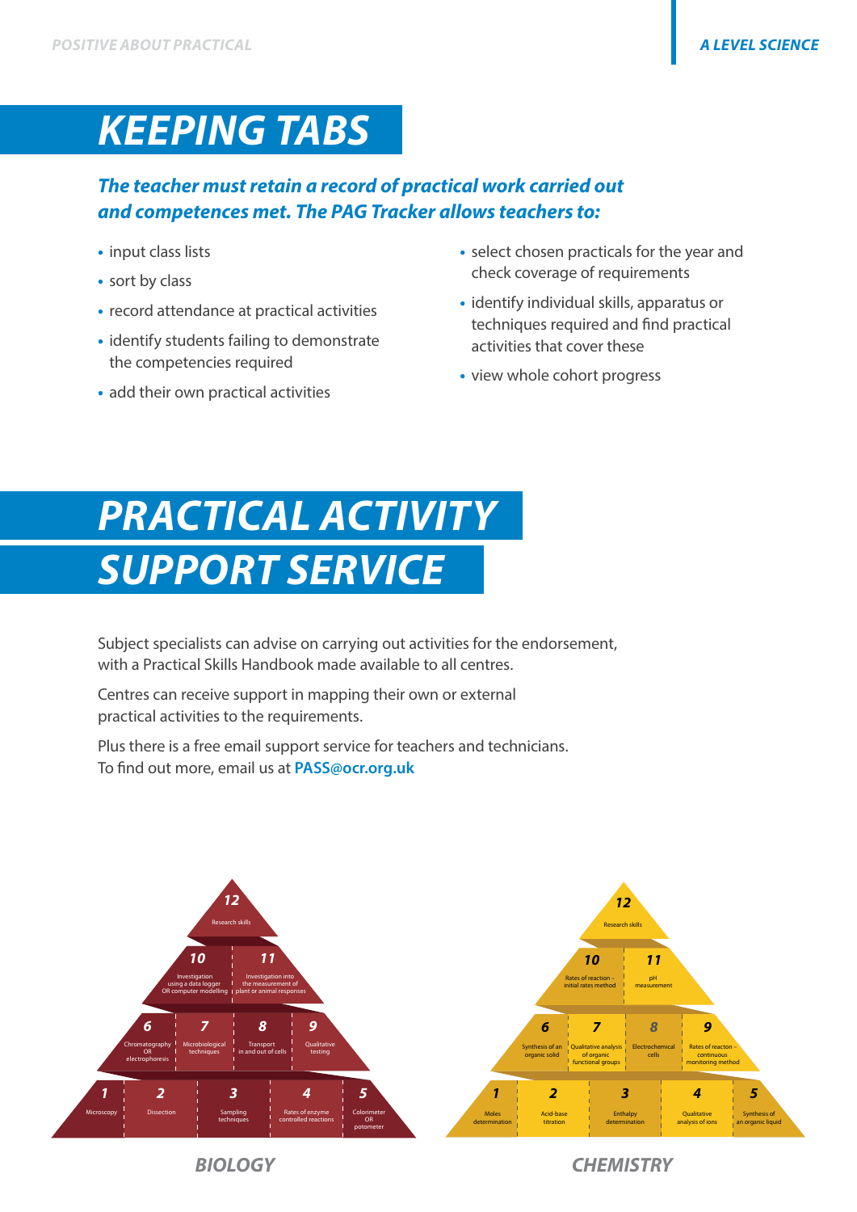# KEEPING TABS

***The teacher must retain a record of practical work carried out and competences met. The PAG Tracker allows teachers to:***

- input class lists
- sort by class
- record attendance at practical activities
- identify students failing to demonstrate the competencies required
- add their own practical activities
- select chosen practicals for the year and check coverage of requirements
- identify individual skills, apparatus or techniques required and find practical activities that cover these
- view whole cohort progress

# PRACTICAL ACTIVITY SUPPORT SERVICE

Subject specialists can advise on carrying out activities for the endorsement, with a Practical Skills Handbook made available to all centres.

Centres can receive support in mapping their own or external practical activities to the requirements.

Plus there is a free email support service for teachers and technicians. To find out more, email us at **PASS@ocr.org.uk**

**BIOLOGY**

- 12 Research skills
- 10 Investigation using a data logger OR computer modelling
- 11 Investigation into the measurement of plant or animal responses
- 6 Chromatography OR electrophoresis
- 7 Microbiological techniques
- 8 Transport in and out of cells
- 9 Qualitative testing
- 1 Microscopy
- 2 Dissection
- 3 Sampling techniques
- 4 Rates of enzyme controlled reactions
- 5 Colorimeter OR potometer

**CHEMISTRY**

- 12 Research skills
- 10 Rates of reaction – initial rates method
- 11 pH measurement
- 6 Synthesis of an organic solid
- 7 Qualitative analysis of organic functional groups
- 8 Electrochemical cells
- 9 Rates of reaction – continuous monitoring method
- 1 Moles determination
- 2 Acid-base titration
- 3 Enthalpy determination
- 4 Qualitative analysis of ions
- 5 Synthesis of an organic liquid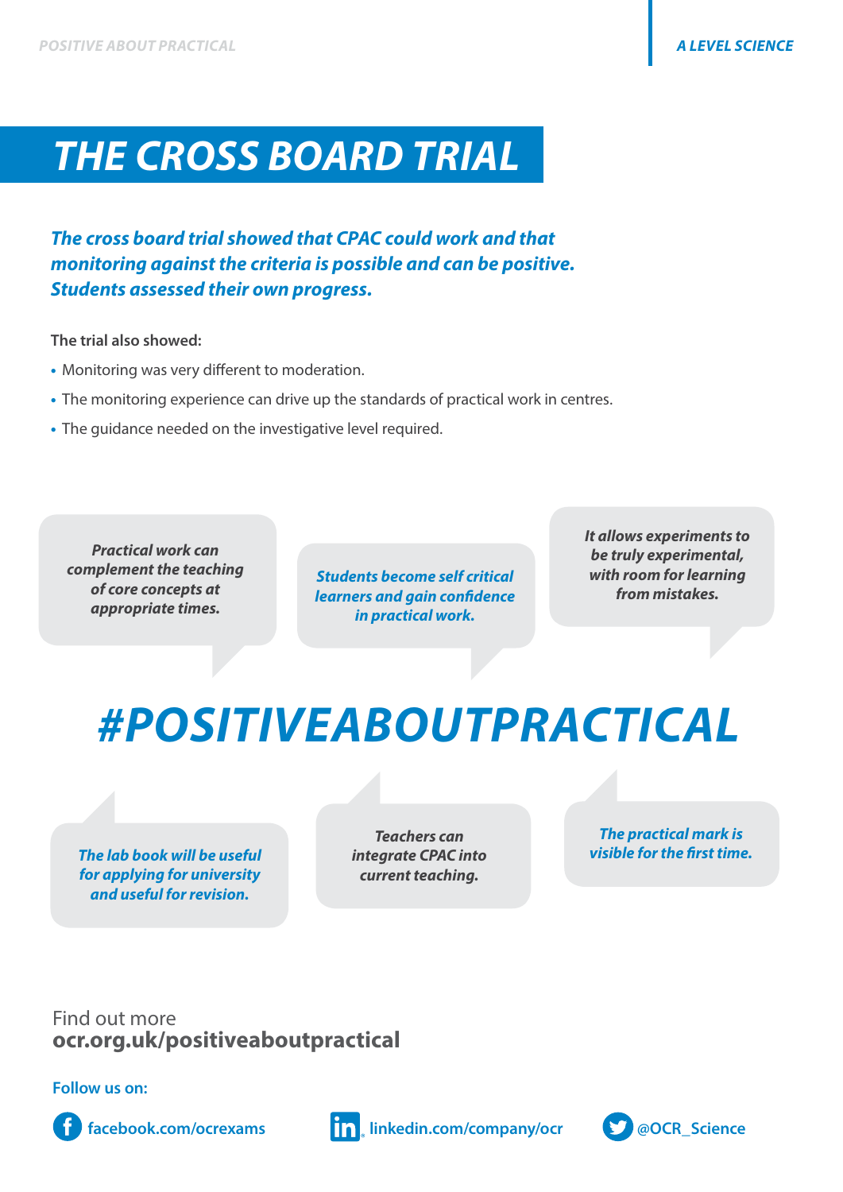# THE CROSS BOARD TRIAL

***The cross board trial showed that CPAC could work and that monitoring against the criteria is possible and can be positive. Students assessed their own progress.***

**The trial also showed:**

- Monitoring was very different to moderation.
- The monitoring experience can drive up the standards of practical work in centres.
- The guidance needed on the investigative level required.

***Practical work can complement the teaching of core concepts at appropriate times.***

***Students become self critical learners and gain confidence in practical work.***

***It allows experiments to be truly experimental, with room for learning from mistakes.***

## #POSITIVEABOUTPRACTICAL

***The lab book will be useful for applying for university and useful for revision.***

***Teachers can integrate CPAC into current teaching.***

***The practical mark is visible for the first time.***

Find out more
**ocr.org.uk/positiveaboutpractical**

**Follow us on:**

facebook.com/ocrexams

linkedin.com/company/ocr

@OCR_Science